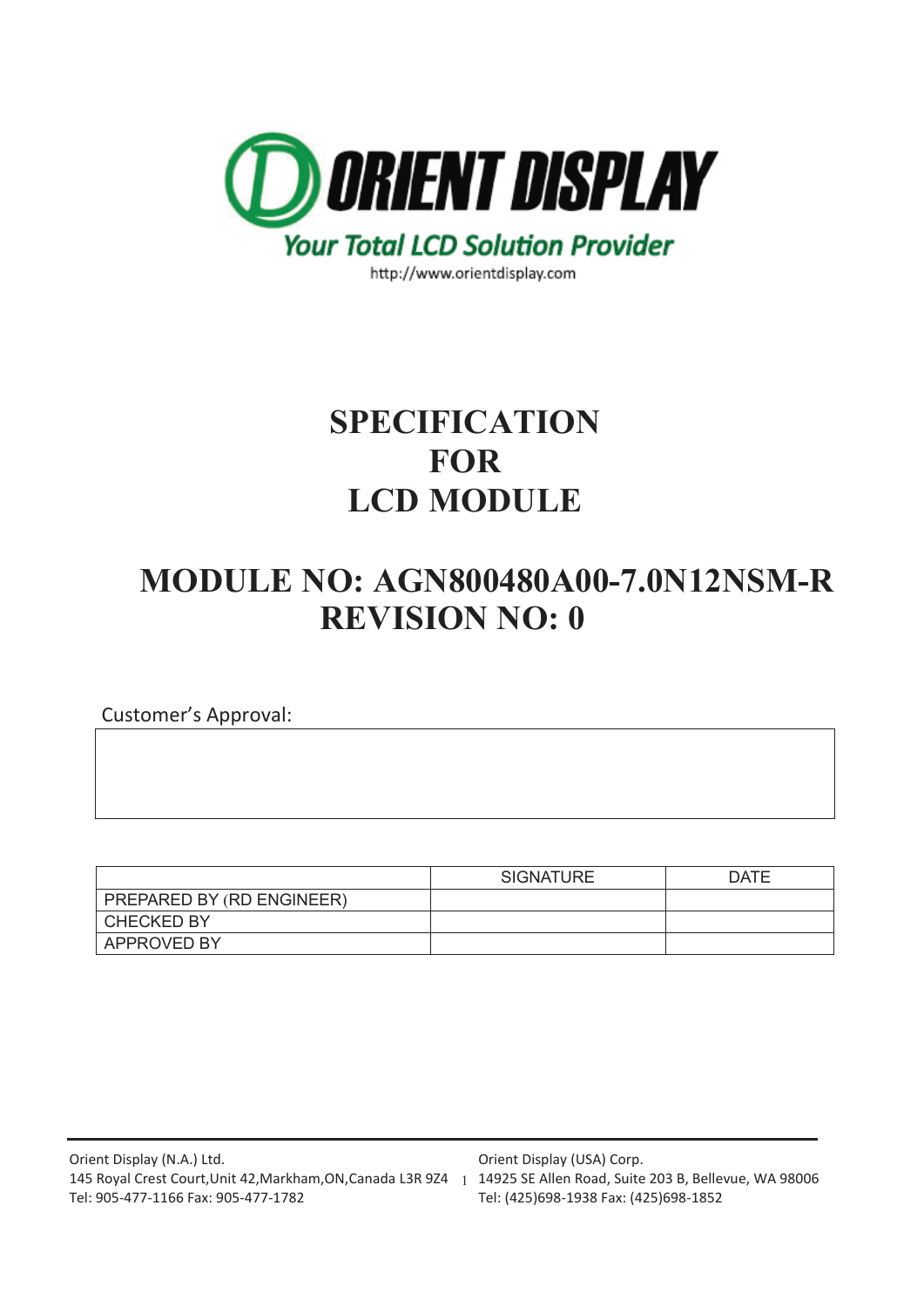ORIENT DISPLAY

Your Total LCD Solution Provider

http://www.orientdisplay.com

# SPECIFICATION FOR LCD MODULE

# MODULE NO: AGN800480A00-7.0N12NSM-R
# REVISION NO: 0

Customer's Approval:

| | SIGNATURE | DATE |
|---|---|---|
| PREPARED BY (RD ENGINEER) | | |
| CHECKED BY | | |
| APPROVED BY | | |

Orient Display (N.A.) Ltd.
145 Royal Crest Court,Unit 42,Markham,ON,Canada L3R 9Z4
Tel: 905-477-1166 Fax: 905-477-1782

Orient Display (USA) Corp.
14925 SE Allen Road, Suite 203 B, Bellevue, WA 98006
Tel: (425)698-1938 Fax: (425)698-1852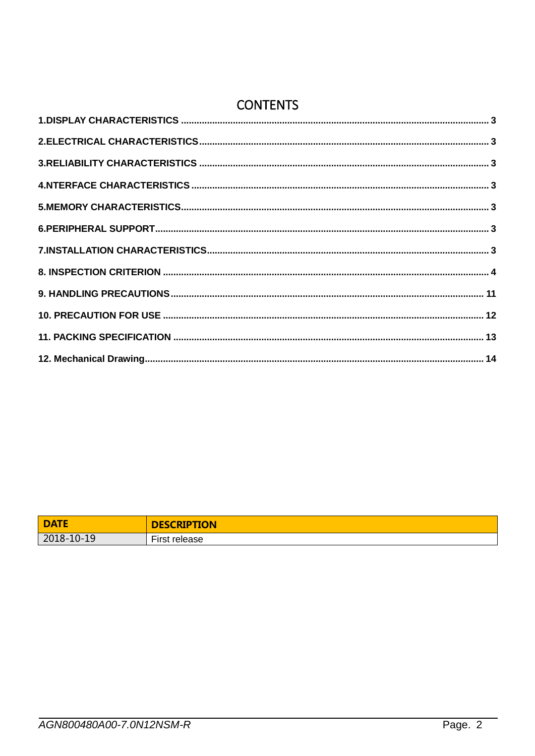# CONTENTS

**1.DISPLAY CHARACTERISTICS ..................................................... 3**

**2.ELECTRICAL CHARACTERISTICS ..................................................... 3**

**3.RELIABILITY CHARACTERISTICS ..................................................... 3**

**4.NTERFACE CHARACTERISTICS ..................................................... 3**

**5.MEMORY CHARACTERISTICS ..................................................... 3**

**6.PERIPHERAL SUPPORT ..................................................... 3**

**7.INSTALLATION CHARACTERISTICS ..................................................... 3**

**8. INSPECTION CRITERION ..................................................... 4**

**9. HANDLING PRECAUTIONS ..................................................... 11**

**10. PRECAUTION FOR USE ..................................................... 12**

**11. PACKING SPECIFICATION ..................................................... 13**

**12. Mechanical Drawing ..................................................... 14**

| DATE | DESCRIPTION |
|---|---|
| 2018-10-19 | First release |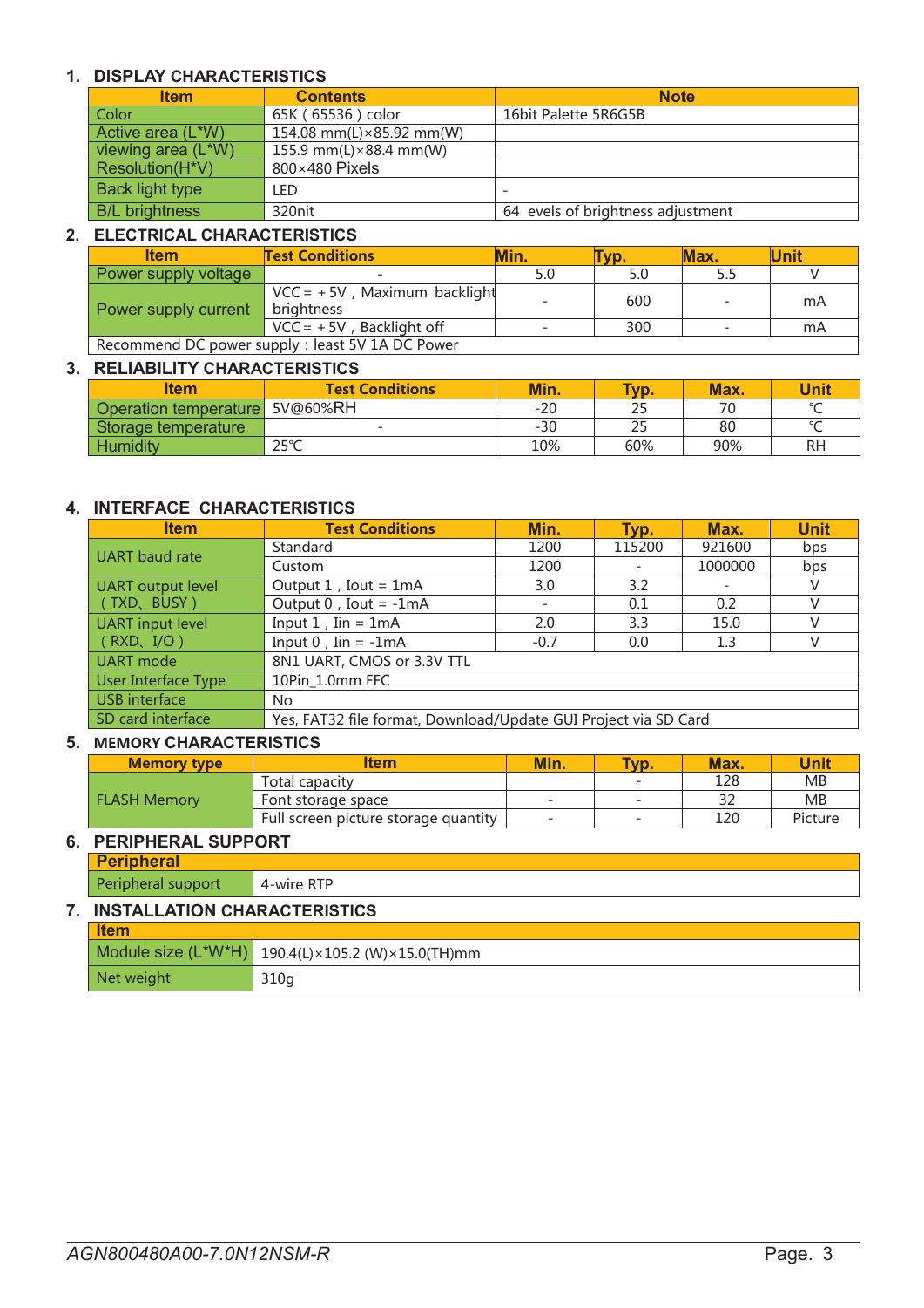## 1. DISPLAY CHARACTERISTICS

| Item | Contents | Note |
|---|---|---|
| Color | 65K ( 65536 ) color | 16bit Palette 5R6G5B |
| Active area (L*W) | 154.08 mm(L)×85.92 mm(W) | |
| viewing area (L*W) | 155.9 mm(L)×88.4 mm(W) | |
| Resolution(H*V) | 800×480 Pixels | |
| Back light type | LED | - |
| B/L brightness | 320nit | 64 evels of brightness adjustment |

## 2. ELECTRICAL CHARACTERISTICS

| Item | Test Conditions | Min. | Typ. | Max. | Unit |
|---|---|---|---|---|---|
| Power supply voltage | - | 5.0 | 5.0 | 5.5 | V |
| Power supply current | VCC = +5V , Maximum backlight brightness | - | 600 | - | mA |
| | VCC = +5V , Backlight off | - | 300 | - | mA |
| Recommend DC power supply : least 5V 1A DC Power | | | | | |

## 3. RELIABILITY CHARACTERISTICS

| Item | Test Conditions | Min. | Typ. | Max. | Unit |
|---|---|---|---|---|---|
| Operation temperature | 5V@60%RH | -20 | 25 | 70 | ℃ |
| Storage temperature | - | -30 | 25 | 80 | ℃ |
| Humidity | 25℃ | 10% | 60% | 90% | RH |

## 4. INTERFACE CHARACTERISTICS

| Item | Test Conditions | Min. | Typ. | Max. | Unit |
|---|---|---|---|---|---|
| UART baud rate | Standard | 1200 | 115200 | 921600 | bps |
| | Custom | 1200 | - | 1000000 | bps |
| UART output level ( TXD、BUSY ) | Output 1 , Iout = 1mA | 3.0 | 3.2 | - | V |
| | Output 0 , Iout = -1mA | - | 0.1 | 0.2 | V |
| UART input level ( RXD、I/O ) | Input 1 , Iin = 1mA | 2.0 | 3.3 | 15.0 | V |
| | Input 0 , Iin = -1mA | -0.7 | 0.0 | 1.3 | V |
| UART mode | 8N1 UART, CMOS or 3.3V TTL | | | | |
| User Interface Type | 10Pin_1.0mm FFC | | | | |
| USB interface | No | | | | |
| SD card interface | Yes, FAT32 file format, Download/Update GUI Project via SD Card | | | | |

## 5. MEMORY CHARACTERISTICS

| Memory type | Item | Min. | Typ. | Max. | Unit |
|---|---|---|---|---|---|
| FLASH Memory | Total capacity | | - | 128 | MB |
| | Font storage space | - | - | 32 | MB |
| | Full screen picture storage quantity | - | - | 120 | Picture |

## 6. PERIPHERAL SUPPORT

| Peripheral | |
|---|---|
| Peripheral support | 4-wire RTP |

## 7. INSTALLATION CHARACTERISTICS

| Item | |
|---|---|
| Module size (L*W*H) | 190.4(L)×105.2 (W)×15.0(TH)mm |
| Net weight | 310g |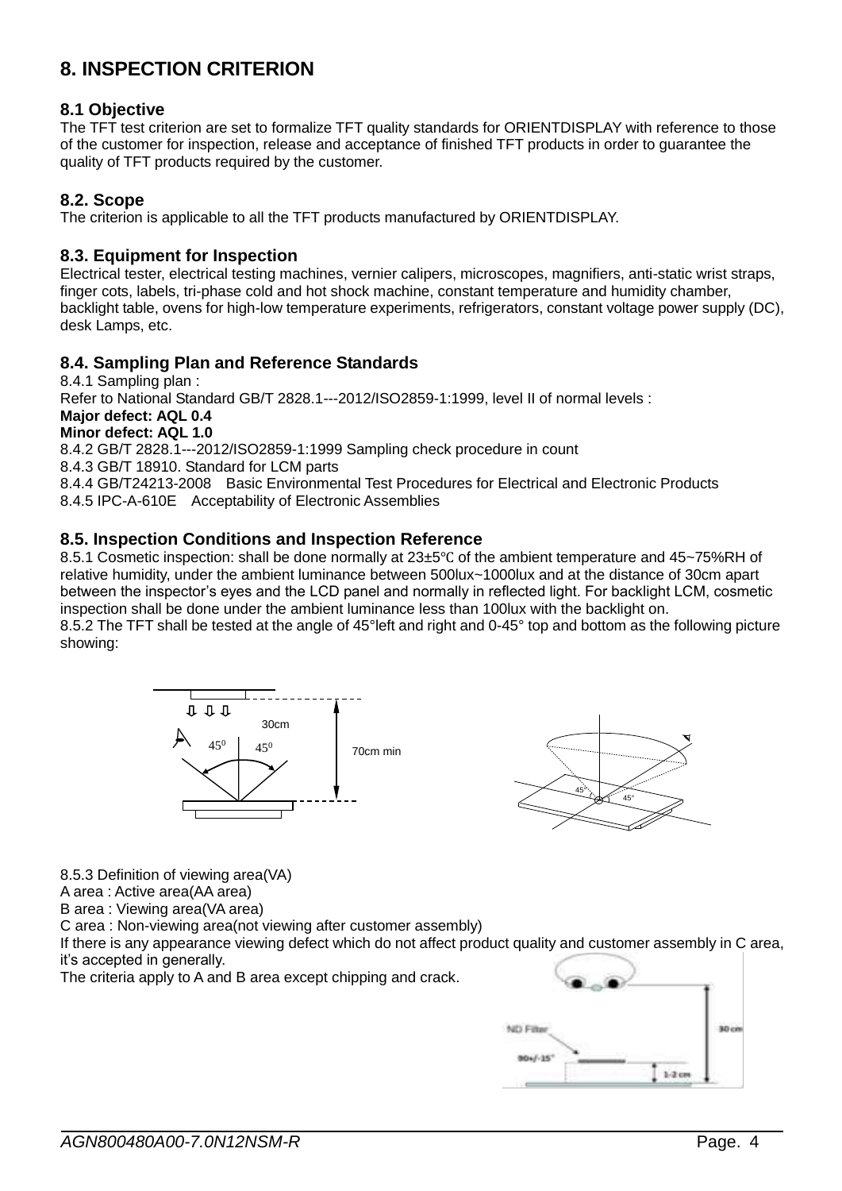# 8. INSPECTION CRITERION

## 8.1 Objective

The TFT test criterion are set to formalize TFT quality standards for ORIENTDISPLAY with reference to those of the customer for inspection, release and acceptance of finished TFT products in order to guarantee the quality of TFT products required by the customer.

## 8.2. Scope

The criterion is applicable to all the TFT products manufactured by ORIENTDISPLAY.

## 8.3. Equipment for Inspection

Electrical tester, electrical testing machines, vernier calipers, microscopes, magnifiers, anti-static wrist straps, finger cots, labels, tri-phase cold and hot shock machine, constant temperature and humidity chamber, backlight table, ovens for high-low temperature experiments, refrigerators, constant voltage power supply (DC), desk Lamps, etc.

## 8.4. Sampling Plan and Reference Standards

8.4.1 Sampling plan :
Refer to National Standard GB/T 2828.1---2012/ISO2859-1:1999, level II of normal levels :
**Major defect: AQL 0.4**
**Minor defect: AQL 1.0**
8.4.2 GB/T 2828.1---2012/ISO2859-1:1999 Sampling check procedure in count
8.4.3 GB/T 18910. Standard for LCM parts
8.4.4 GB/T24213-2008 Basic Environmental Test Procedures for Electrical and Electronic Products
8.4.5 IPC-A-610E Acceptability of Electronic Assemblies

## 8.5. Inspection Conditions and Inspection Reference

8.5.1 Cosmetic inspection: shall be done normally at 23±5℃ of the ambient temperature and 45~75%RH of relative humidity, under the ambient luminance between 500lux~1000lux and at the distance of 30cm apart between the inspector's eyes and the LCD panel and normally in reflected light. For backlight LCM, cosmetic inspection shall be done under the ambient luminance less than 100lux with the backlight on.
8.5.2 The TFT shall be tested at the angle of 45°left and right and 0-45° top and bottom as the following picture showing:

30cm
45° 45°
70cm min

45° 45°

8.5.3 Definition of viewing area(VA)
A area : Active area(AA area)
B area : Viewing area(VA area)
C area : Non-viewing area(not viewing after customer assembly)
If there is any appearance viewing defect which do not affect product quality and customer assembly in C area, it's accepted in generally.
The criteria apply to A and B area except chipping and crack.

ND Filter
90+/-15°
30 cm
1-2 cm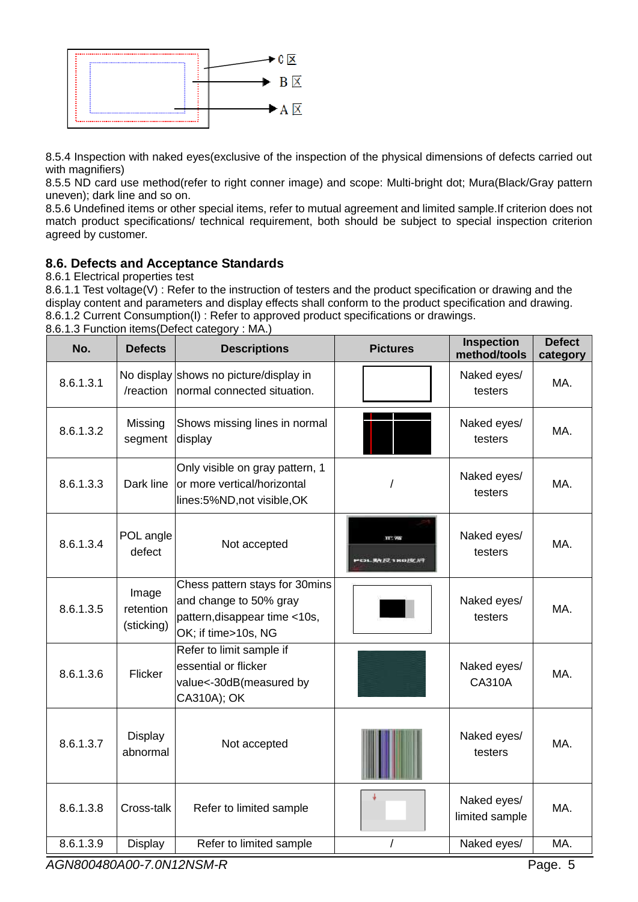C 区

B 区

A 区

8.5.4 Inspection with naked eyes(exclusive of the inspection of the physical dimensions of defects carried out with magnifiers)
8.5.5 ND card use method(refer to right conner image) and scope: Multi-bright dot; Mura(Black/Gray pattern uneven); dark line and so on.
8.5.6 Undefined items or other special items, refer to mutual agreement and limited sample.If criterion does not match product specifications/ technical requirement, both should be subject to special inspection criterion agreed by customer.

## 8.6. Defects and Acceptance Standards

8.6.1 Electrical properties test
8.6.1.1 Test voltage(V) : Refer to the instruction of testers and the product specification or drawing and the display content and parameters and display effects shall conform to the product specification and drawing.
8.6.1.2 Current Consumption(I) : Refer to approved product specifications or drawings.
8.6.1.3 Function items(Defect category : MA.)

| No. | Defects | Descriptions | Pictures | Inspection method/tools | Defect category |
|---|---|---|---|---|---|
| 8.6.1.3.1 | No display /reaction | shows no picture/display in normal connected situation. | | Naked eyes/ testers | MA. |
| 8.6.1.3.2 | Missing segment | Shows missing lines in normal display | | Naked eyes/ testers | MA. |
| 8.6.1.3.3 | Dark line | Only visible on gray pattern, 1 or more vertical/horizontal lines:5%ND,not visible,OK | / | Naked eyes/ testers | MA. |
| 8.6.1.3.4 | POL angle defect | Not accepted | | Naked eyes/ testers | MA. |
| 8.6.1.3.5 | Image retention (sticking) | Chess pattern stays for 30mins and change to 50% gray pattern,disappear time <10s, OK; if time>10s, NG | | Naked eyes/ testers | MA. |
| 8.6.1.3.6 | Flicker | Refer to limit sample if essential or flicker value<-30dB(measured by CA310A); OK | | Naked eyes/ CA310A | MA. |
| 8.6.1.3.7 | Display abnormal | Not accepted | | Naked eyes/ testers | MA. |
| 8.6.1.3.8 | Cross-talk | Refer to limited sample | | Naked eyes/ limited sample | MA. |
| 8.6.1.3.9 | Display | Refer to limited sample | / | Naked eyes/ | MA. |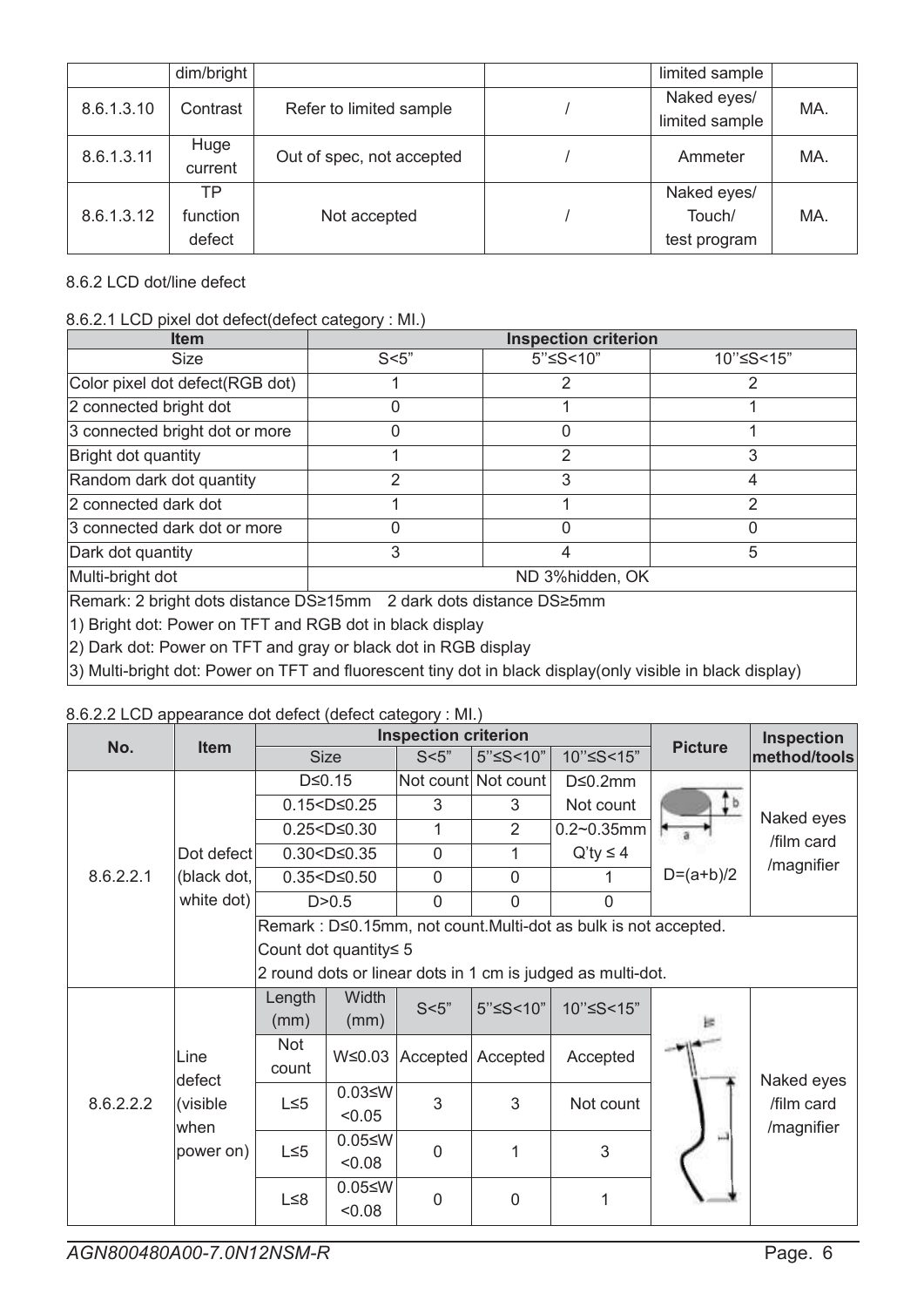| | dim/bright | | | limited sample | |
|---|---|---|---|---|---|
| 8.6.1.3.10 | Contrast | Refer to limited sample | / | Naked eyes/ limited sample | MA. |
| 8.6.1.3.11 | Huge current | Out of spec, not accepted | / | Ammeter | MA. |
| 8.6.1.3.12 | TP function defect | Not accepted | / | Naked eyes/ Touch/ test program | MA. |

8.6.2 LCD dot/line defect

8.6.2.1 LCD pixel dot defect(defect category : MI.)

| Item | Inspection criterion | | |
|---|---|---|---|
| Size | S<5" | 5"≤S<10" | 10"≤S<15" |
| Color pixel dot defect(RGB dot) | 1 | 2 | 2 |
| 2 connected bright dot | 0 | 1 | 1 |
| 3 connected bright dot or more | 0 | 0 | 1 |
| Bright dot quantity | 1 | 2 | 3 |
| Random dark dot quantity | 2 | 3 | 4 |
| 2 connected dark dot | 1 | 1 | 2 |
| 3 connected dark dot or more | 0 | 0 | 0 |
| Dark dot quantity | 3 | 4 | 5 |
| Multi-bright dot | ND 3%hidden, OK | | |

Remark: 2 bright dots distance DS≥15mm 2 dark dots distance DS≥5mm

1) Bright dot: Power on TFT and RGB dot in black display

2) Dark dot: Power on TFT and gray or black dot in RGB display

3) Multi-bright dot: Power on TFT and fluorescent tiny dot in black display(only visible in black display)

8.6.2.2 LCD appearance dot defect (defect category : MI.)

| No. | Item | Inspection criterion | | | | | Picture | Inspection method/tools |
|---|---|---|---|---|---|---|---|---|
| | | Size | | S<5" | 5"≤S<10" | 10"≤S<15" | | |
| 8.6.2.2.1 | Dot defect (black dot, white dot) | D≤0.15 | | Not count | Not count | D≤0.2mm Not count | D=(a+b)/2 | Naked eyes /film card /magnifier |
| | | 0.15<D≤0.25 | | 3 | 3 | | | |
| | | 0.25<D≤0.30 | | 1 | 2 | 0.2~0.35mm Q'ty ≤ 4 | | |
| | | 0.30<D≤0.35 | | 0 | 1 | | | |
| | | 0.35<D≤0.50 | | 0 | 0 | 1 | | |
| | | D>0.5 | | 0 | 0 | 0 | | |
| | | Remark : D≤0.15mm, not count.Multi-dot as bulk is not accepted.<br>Count dot quantity≤ 5<br>2 round dots or linear dots in 1 cm is judged as multi-dot. | | | | | | |
| 8.6.2.2.2 | Line defect (visible when power on) | Length (mm) | Width (mm) | S<5" | 5"≤S<10" | 10"≤S<15" | | Naked eyes /film card /magnifier |
| | | Not count | W≤0.03 | Accepted | Accepted | Accepted | | |
| | | L≤5 | 0.03≤W <0.05 | 3 | 3 | Not count | | |
| | | L≤5 | 0.05≤W <0.08 | 0 | 1 | 3 | | |
| | | L≤8 | 0.05≤W <0.08 | 0 | 0 | 1 | | |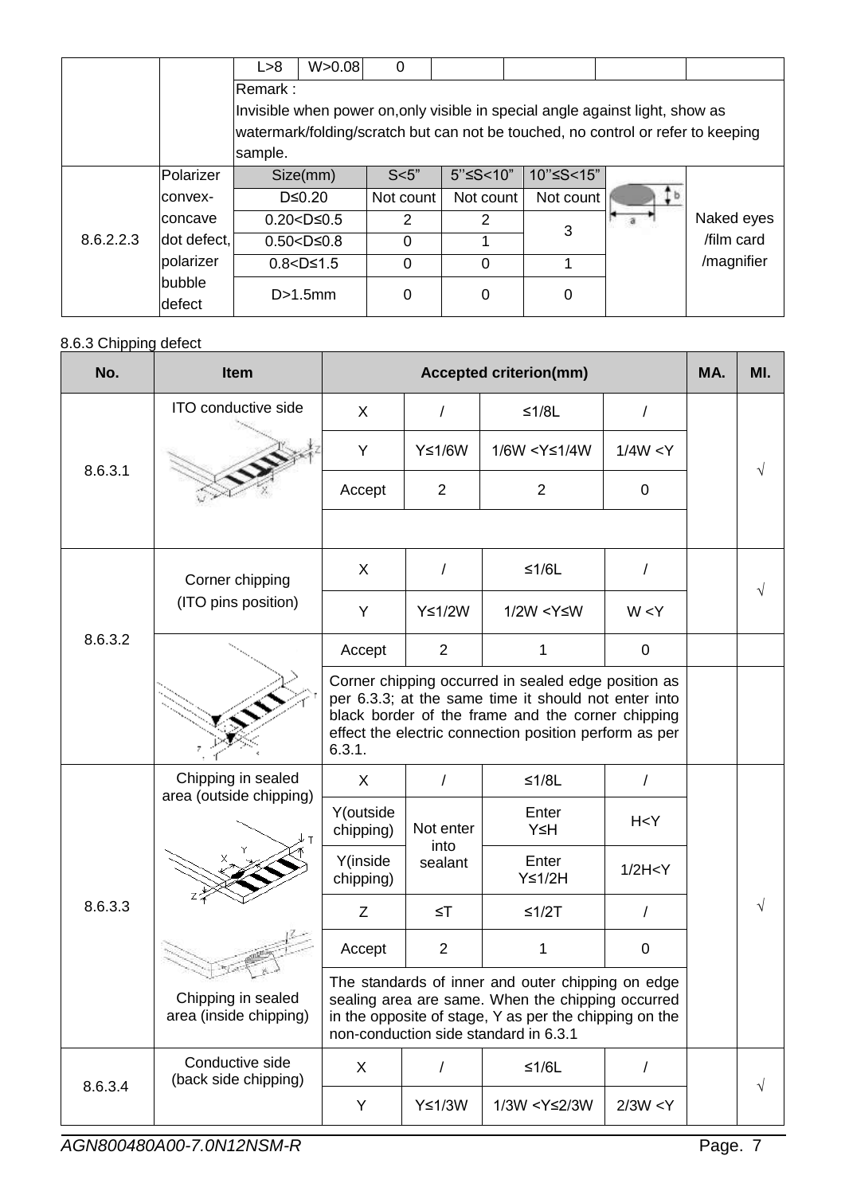| | | L>8 | W>0.08 | 0 | | | | |
|---|---|---|---|---|---|---|---|---|
| | | Remark : Invisible when power on,only visible in special angle against light, show as watermark/folding/scratch but can not be touched, no control or refer to keeping sample. | | | | | | |

| | | Size(mm) | S<5” | 5”≤S<10” | 10”≤S<15” | | |
|---|---|---|---|---|---|---|---|
| 8.6.2.2.3 | Polarizer convex-concave dot defect, polarizer bubble defect | D≤0.20 | Not count | Not count | Not count | | Naked eyes /film card /magnifier |
| | | 0.20<D≤0.5 | 2 | 2 | 3 | | |
| | | 0.50<D≤0.8 | 0 | 1 | | | |
| | | 0.8<D≤1.5 | 0 | 0 | 1 | | |
| | | D>1.5mm | 0 | 0 | 0 | | |

8.6.3 Chipping defect

| No. | Item | Accepted criterion(mm) | | | | MA. | MI. |
|---|---|---|---|---|---|---|---|
| 8.6.3.1 | ITO conductive side | X | / | ≤1/8L | / | | √ |
| | | Y | Y≤1/6W | 1/6W <Y≤1/4W | 1/4W <Y | | |
| | | Accept | 2 | 2 | 0 | | |
| 8.6.3.2 | Corner chipping (ITO pins position) | X | / | ≤1/6L | / | | √ |
| | | Y | Y≤1/2W | 1/2W <Y≤W | W <Y | | |
| | | Accept | 2 | 1 | 0 | | |
| | | Corner chipping occurred in sealed edge position as per 6.3.3; at the same time it should not enter into black border of the frame and the corner chipping effect the electric connection position perform as per 6.3.1. | | | | | |
| 8.6.3.3 | Chipping in sealed area (outside chipping) | X | / | ≤1/8L | / | | √ |
| | | Y(outside chipping) | Not enter into sealant | Enter Y≤H | H<Y | | |
| | | Y(inside chipping) | | Enter Y≤1/2H | 1/2H<Y | | |
| | | Z | ≤T | ≤1/2T | / | | |
| | | Accept | 2 | 1 | 0 | | |
| | Chipping in sealed area (inside chipping) | The standards of inner and outer chipping on edge sealing area are same. When the chipping occurred in the opposite of stage, Y as per the chipping on the non-conduction side standard in 6.3.1 | | | | | |
| 8.6.3.4 | Conductive side (back side chipping) | X | / | ≤1/6L | / | | √ |
| | | Y | Y≤1/3W | 1/3W <Y≤2/3W | 2/3W <Y | | |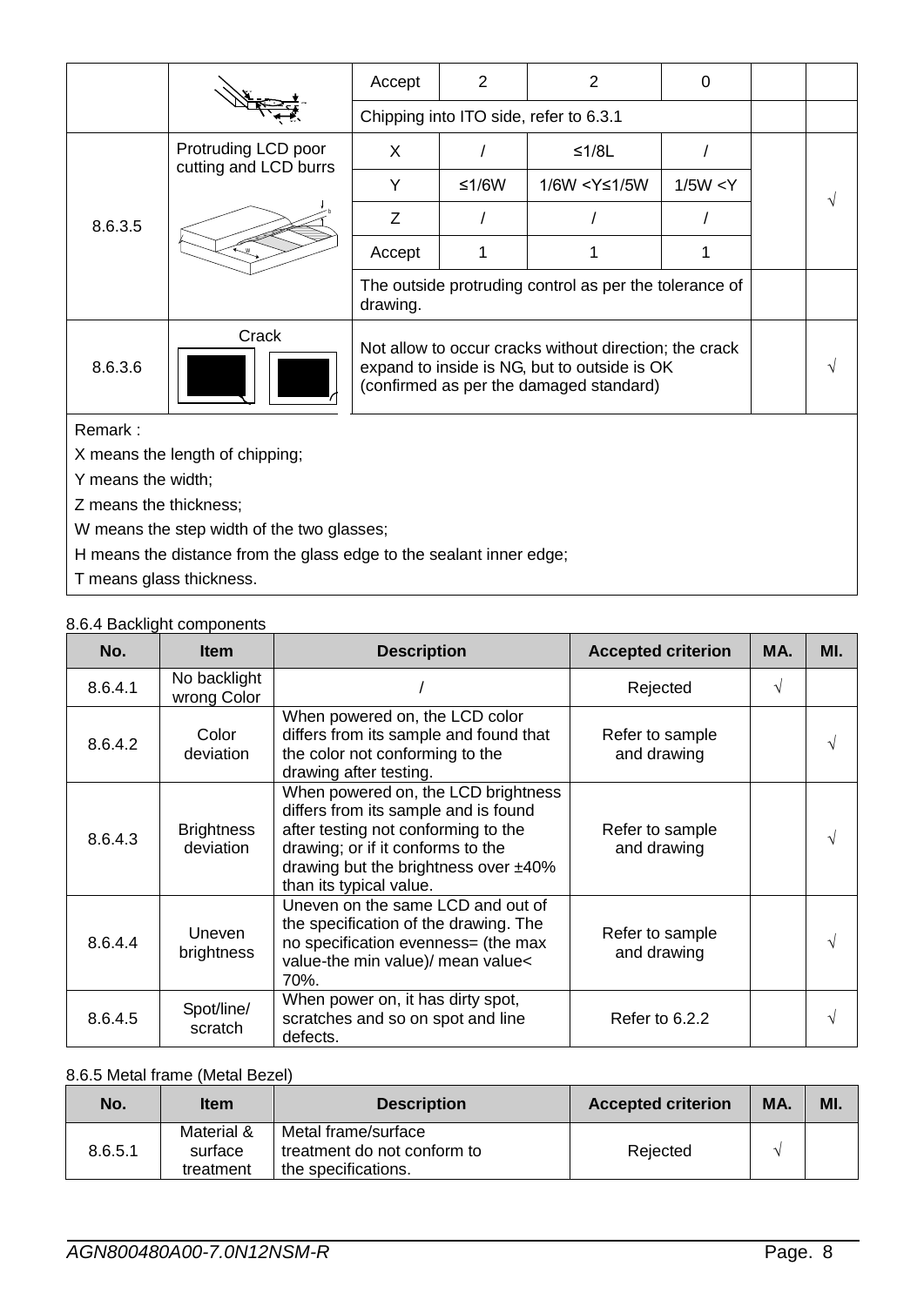| | | | | | | | |
|---|---|---|---|---|---|---|---|
| | | Accept | 2 | 2 | 0 | | |
| | | Chipping into ITO side, refer to 6.3.1 | | | | | |
| 8.6.3.5 | Protruding LCD poor cutting and LCD burrs | X | / | ≤1/8L | / | | √ |
| | | Y | ≤1/6W | 1/6W <Y≤1/5W | 1/5W <Y | | |
| | | Z | / | / | / | | |
| | | Accept | 1 | 1 | 1 | | |
| | | The outside protruding control as per the tolerance of drawing. | | | | | |
| 8.6.3.6 | Crack | Not allow to occur cracks without direction; the crack expand to inside is NG, but to outside is OK (confirmed as per the damaged standard) | | | | | √ |

Remark :

X means the length of chipping;

Y means the width;

Z means the thickness;

W means the step width of the two glasses;

H means the distance from the glass edge to the sealant inner edge;

T means glass thickness.

8.6.4 Backlight components

| No. | Item | Description | Accepted criterion | MA. | MI. |
|---|---|---|---|---|---|
| 8.6.4.1 | No backlight wrong Color | / | Rejected | √ | |
| 8.6.4.2 | Color deviation | When powered on, the LCD color differs from its sample and found that the color not conforming to the drawing after testing. | Refer to sample and drawing | | √ |
| 8.6.4.3 | Brightness deviation | When powered on, the LCD brightness differs from its sample and is found after testing not conforming to the drawing; or if it conforms to the drawing but the brightness over ±40% than its typical value. | Refer to sample and drawing | | √ |
| 8.6.4.4 | Uneven brightness | Uneven on the same LCD and out of the specification of the drawing. The no specification evenness= (the max value-the min value)/ mean value< 70%. | Refer to sample and drawing | | √ |
| 8.6.4.5 | Spot/line/ scratch | When power on, it has dirty spot, scratches and so on spot and line defects. | Refer to 6.2.2 | | √ |

8.6.5 Metal frame (Metal Bezel)

| No. | Item | Description | Accepted criterion | MA. | MI. |
|---|---|---|---|---|---|
| 8.6.5.1 | Material & surface treatment | Metal frame/surface treatment do not conform to the specifications. | Rejected | √ | |

AGN800480A00-7.0N12NSM-R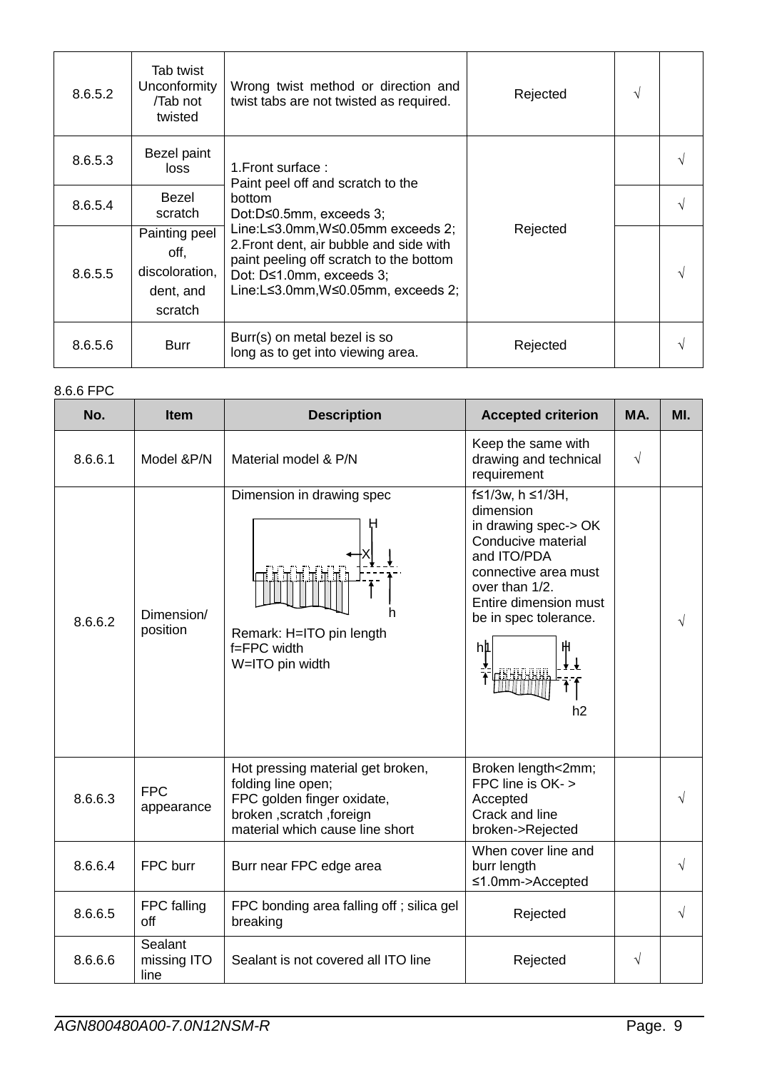| 8.6.5.2 | Tab twist Unconformity /Tab not twisted | Wrong twist method or direction and twist tabs are not twisted as required. | Rejected | √ | |
|---|---|---|---|---|---|
| 8.6.5.3 | Bezel paint loss | 1.Front surface :<br>Paint peel off and scratch to the bottom<br>Dot:D≤0.5mm, exceeds 3;<br>Line:L≤3.0mm,W≤0.05mm exceeds 2;<br>2.Front dent, air bubble and side with paint peeling off scratch to the bottom<br>Dot: D≤1.0mm, exceeds 3;<br>Line:L≤3.0mm,W≤0.05mm, exceeds 2; | Rejected | | √ |
| 8.6.5.4 | Bezel scratch | | | | √ |
| 8.6.5.5 | Painting peel off, discoloration, dent, and scratch | | | | √ |
| 8.6.5.6 | Burr | Burr(s) on metal bezel is so long as to get into viewing area. | Rejected | | √ |

8.6.6 FPC

| No. | Item | Description | Accepted criterion | MA. | MI. |
|---|---|---|---|---|---|
| 8.6.6.1 | Model &P/N | Material model & P/N | Keep the same with drawing and technical requirement | √ | |
| 8.6.6.2 | Dimension/ position | Dimension in drawing spec<br>Remark: H=ITO pin length<br>f=FPC width<br>W=ITO pin width | f≤1/3w, h ≤1/3H, dimension in drawing spec-> OK<br>Conducive material and ITO/PDA connective area must over than 1/2.<br>Entire dimension must be in spec tolerance. | | √ |
| 8.6.6.3 | FPC appearance | Hot pressing material get broken, folding line open;<br>FPC golden finger oxidate, broken ,scratch ,foreign material which cause line short | Broken length<2mm; FPC line is OK- > Accepted<br>Crack and line broken->Rejected | | √ |
| 8.6.6.4 | FPC burr | Burr near FPC edge area | When cover line and burr length ≤1.0mm->Accepted | | √ |
| 8.6.6.5 | FPC falling off | FPC bonding area falling off ; silica gel breaking | Rejected | | √ |
| 8.6.6.6 | Sealant missing ITO line | Sealant is not covered all ITO line | Rejected | √ | |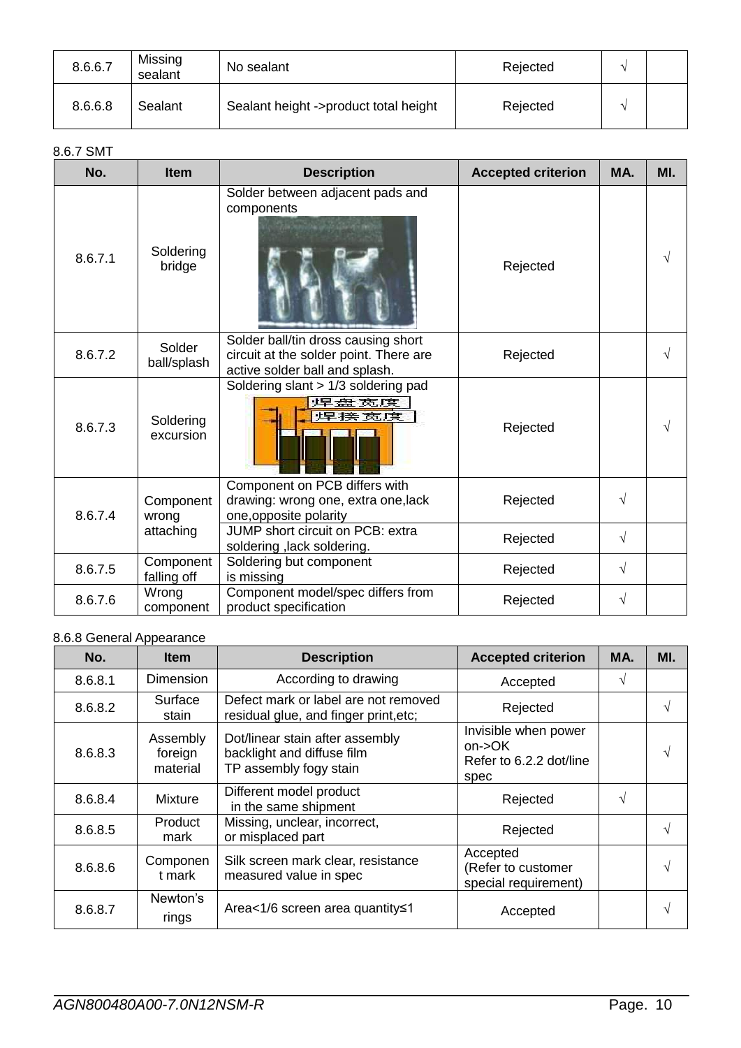| 8.6.6.7 | Missing sealant | No sealant | Rejected | √ | |
|---|---|---|---|---|---|
| 8.6.6.8 | Sealant | Sealant height ->product total height | Rejected | √ | |

8.6.7 SMT

| No. | Item | Description | Accepted criterion | MA. | MI. |
|---|---|---|---|---|---|
| 8.6.7.1 | Soldering bridge | Solder between adjacent pads and components | Rejected | | √ |
| 8.6.7.2 | Solder ball/splash | Solder ball/tin dross causing short circuit at the solder point. There are active solder ball and splash. | Rejected | | √ |
| 8.6.7.3 | Soldering excursion | Soldering slant > 1/3 soldering pad<br>焊盘宽度<br>焊接宽度 | Rejected | | √ |
| 8.6.7.4 | Component wrong attaching | Component on PCB differs with drawing: wrong one, extra one,lack one,opposite polarity | Rejected | √ | |
| | | JUMP short circuit on PCB: extra soldering ,lack soldering. | Rejected | √ | |
| 8.6.7.5 | Component falling off | Soldering but component is missing | Rejected | √ | |
| 8.6.7.6 | Wrong component | Component model/spec differs from product specification | Rejected | √ | |

8.6.8 General Appearance

| No. | Item | Description | Accepted criterion | MA. | MI. |
|---|---|---|---|---|---|
| 8.6.8.1 | Dimension | According to drawing | Accepted | √ | |
| 8.6.8.2 | Surface stain | Defect mark or label are not removed residual glue, and finger print,etc; | Rejected | | √ |
| 8.6.8.3 | Assembly foreign material | Dot/linear stain after assembly backlight and diffuse film<br>TP assembly fogy stain | Invisible when power on->OK<br>Refer to 6.2.2 dot/line spec | | √ |
| 8.6.8.4 | Mixture | Different model product in the same shipment | Rejected | √ | |
| 8.6.8.5 | Product mark | Missing, unclear, incorrect, or misplaced part | Rejected | | √ |
| 8.6.8.6 | Component mark | Silk screen mark clear, resistance measured value in spec | Accepted<br>(Refer to customer special requirement) | | √ |
| 8.6.8.7 | Newton's rings | Area<1/6 screen area quantity≤1 | Accepted | | √ |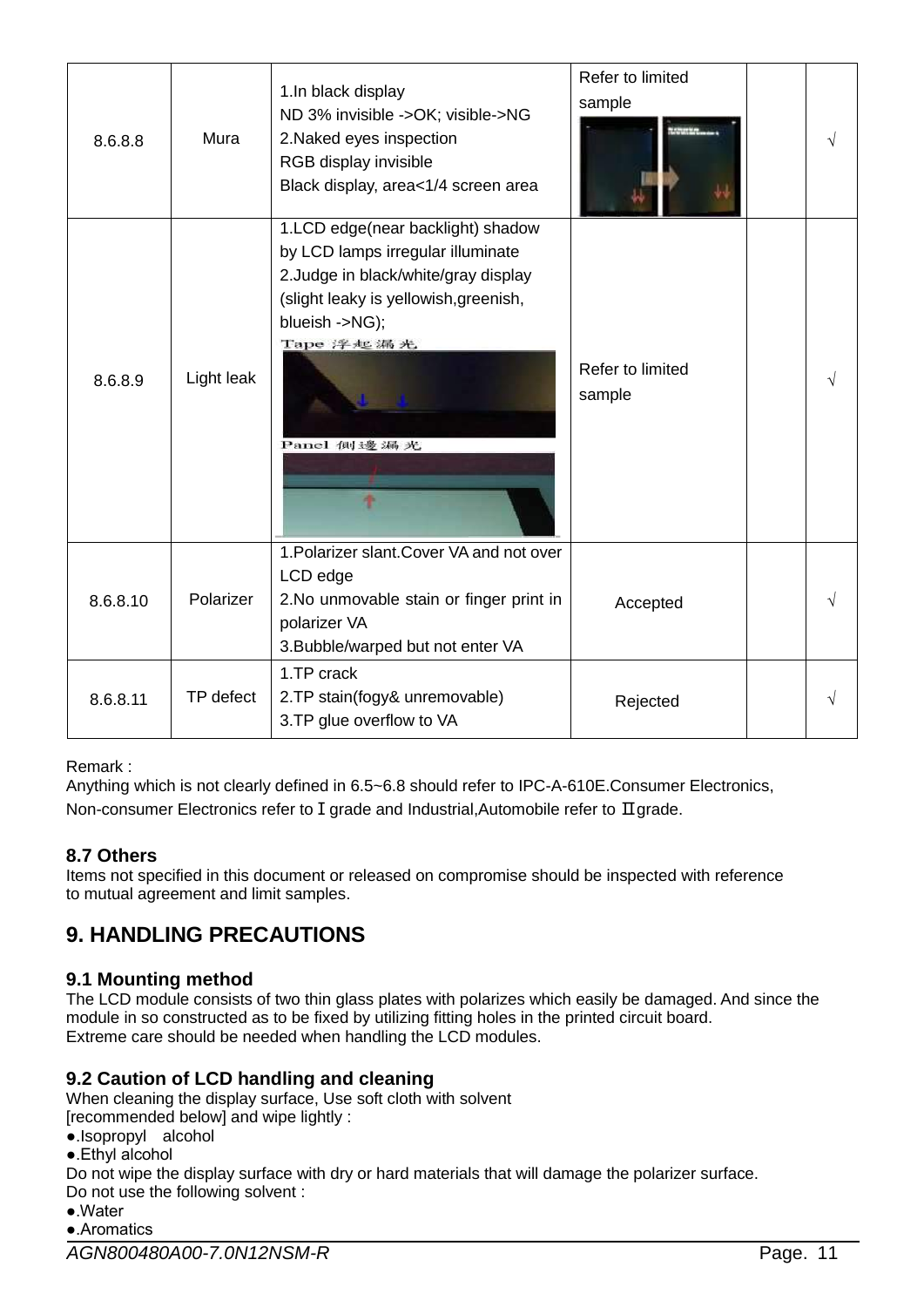| 8.6.8.8 | Mura | 1.In black display<br>ND 3% invisible ->OK; visible->NG<br>2.Naked eyes inspection<br>RGB display invisible<br>Black display, area<1/4 screen area | Refer to limited sample | | √ |
|---|---|---|---|---|---|
| 8.6.8.9 | Light leak | 1.LCD edge(near backlight) shadow by LCD lamps irregular illuminate<br>2.Judge in black/white/gray display (slight leaky is yellowish,greenish, blueish ->NG);<br>Tape 浮起漏光<br>Panel 側邊漏光 | Refer to limited sample | | √ |
| 8.6.8.10 | Polarizer | 1.Polarizer slant.Cover VA and not over LCD edge<br>2.No unmovable stain or finger print in polarizer VA<br>3.Bubble/warped but not enter VA | Accepted | | √ |
| 8.6.8.11 | TP defect | 1.TP crack<br>2.TP stain(fogy& unremovable)<br>3.TP glue overflow to VA | Rejected | | √ |

Remark :
Anything which is not clearly defined in 6.5~6.8 should refer to IPC-A-610E.Consumer Electronics, Non-consumer Electronics refer to Ⅰgrade and Industrial,Automobile refer to Ⅱgrade.

### 8.7 Others

Items not specified in this document or released on compromise should be inspected with reference to mutual agreement and limit samples.

## 9. HANDLING PRECAUTIONS

### 9.1 Mounting method

The LCD module consists of two thin glass plates with polarizes which easily be damaged. And since the module in so constructed as to be fixed by utilizing fitting holes in the printed circuit board.
Extreme care should be needed when handling the LCD modules.

### 9.2 Caution of LCD handling and cleaning

When cleaning the display surface, Use soft cloth with solvent
[recommended below] and wipe lightly :

●.Isopropyl alcohol
●.Ethyl alcohol

Do not wipe the display surface with dry or hard materials that will damage the polarizer surface.
Do not use the following solvent :

●.Water
●.Aromatics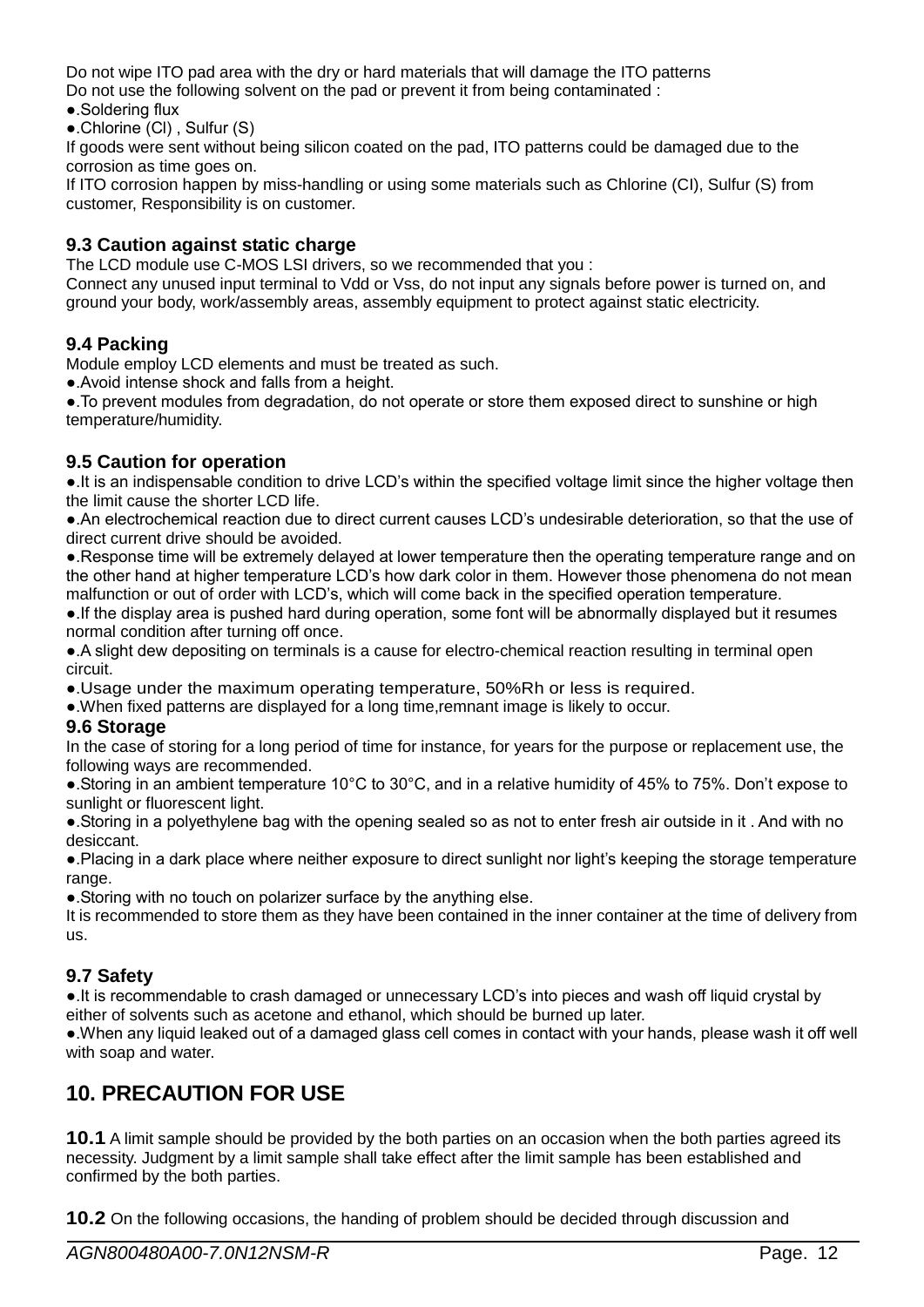Do not wipe ITO pad area with the dry or hard materials that will damage the ITO patterns
Do not use the following solvent on the pad or prevent it from being contaminated :

●.Soldering flux

●.Chlorine (Cl) , Sulfur (S)

If goods were sent without being silicon coated on the pad, ITO patterns could be damaged due to the corrosion as time goes on.

If ITO corrosion happen by miss-handling or using some materials such as Chlorine (CI), Sulfur (S) from customer, Responsibility is on customer.

### 9.3 Caution against static charge

The LCD module use C-MOS LSI drivers, so we recommended that you :
Connect any unused input terminal to Vdd or Vss, do not input any signals before power is turned on, and ground your body, work/assembly areas, assembly equipment to protect against static electricity.

### 9.4 Packing

Module employ LCD elements and must be treated as such.

●.Avoid intense shock and falls from a height.

●.To prevent modules from degradation, do not operate or store them exposed direct to sunshine or high temperature/humidity.

### 9.5 Caution for operation

●.It is an indispensable condition to drive LCD's within the specified voltage limit since the higher voltage then the limit cause the shorter LCD life.

●.An electrochemical reaction due to direct current causes LCD's undesirable deterioration, so that the use of direct current drive should be avoided.

●.Response time will be extremely delayed at lower temperature then the operating temperature range and on the other hand at higher temperature LCD's how dark color in them. However those phenomena do not mean malfunction or out of order with LCD's, which will come back in the specified operation temperature.

●.If the display area is pushed hard during operation, some font will be abnormally displayed but it resumes normal condition after turning off once.

●.A slight dew depositing on terminals is a cause for electro-chemical reaction resulting in terminal open circuit.

●.Usage under the maximum operating temperature, 50%Rh or less is required.

●.When fixed patterns are displayed for a long time,remnant image is likely to occur.

### 9.6 Storage

In the case of storing for a long period of time for instance, for years for the purpose or replacement use, the following ways are recommended.

●.Storing in an ambient temperature 10°C to 30°C, and in a relative humidity of 45% to 75%. Don't expose to sunlight or fluorescent light.

●.Storing in a polyethylene bag with the opening sealed so as not to enter fresh air outside in it . And with no desiccant.

●.Placing in a dark place where neither exposure to direct sunlight nor light's keeping the storage temperature range.

●.Storing with no touch on polarizer surface by the anything else.

It is recommended to store them as they have been contained in the inner container at the time of delivery from us.

### 9.7 Safety

●.It is recommendable to crash damaged or unnecessary LCD's into pieces and wash off liquid crystal by either of solvents such as acetone and ethanol, which should be burned up later.

●.When any liquid leaked out of a damaged glass cell comes in contact with your hands, please wash it off well with soap and water.

## 10. PRECAUTION FOR USE

**10.1** A limit sample should be provided by the both parties on an occasion when the both parties agreed its necessity. Judgment by a limit sample shall take effect after the limit sample has been established and confirmed by the both parties.

**10.2** On the following occasions, the handing of problem should be decided through discussion and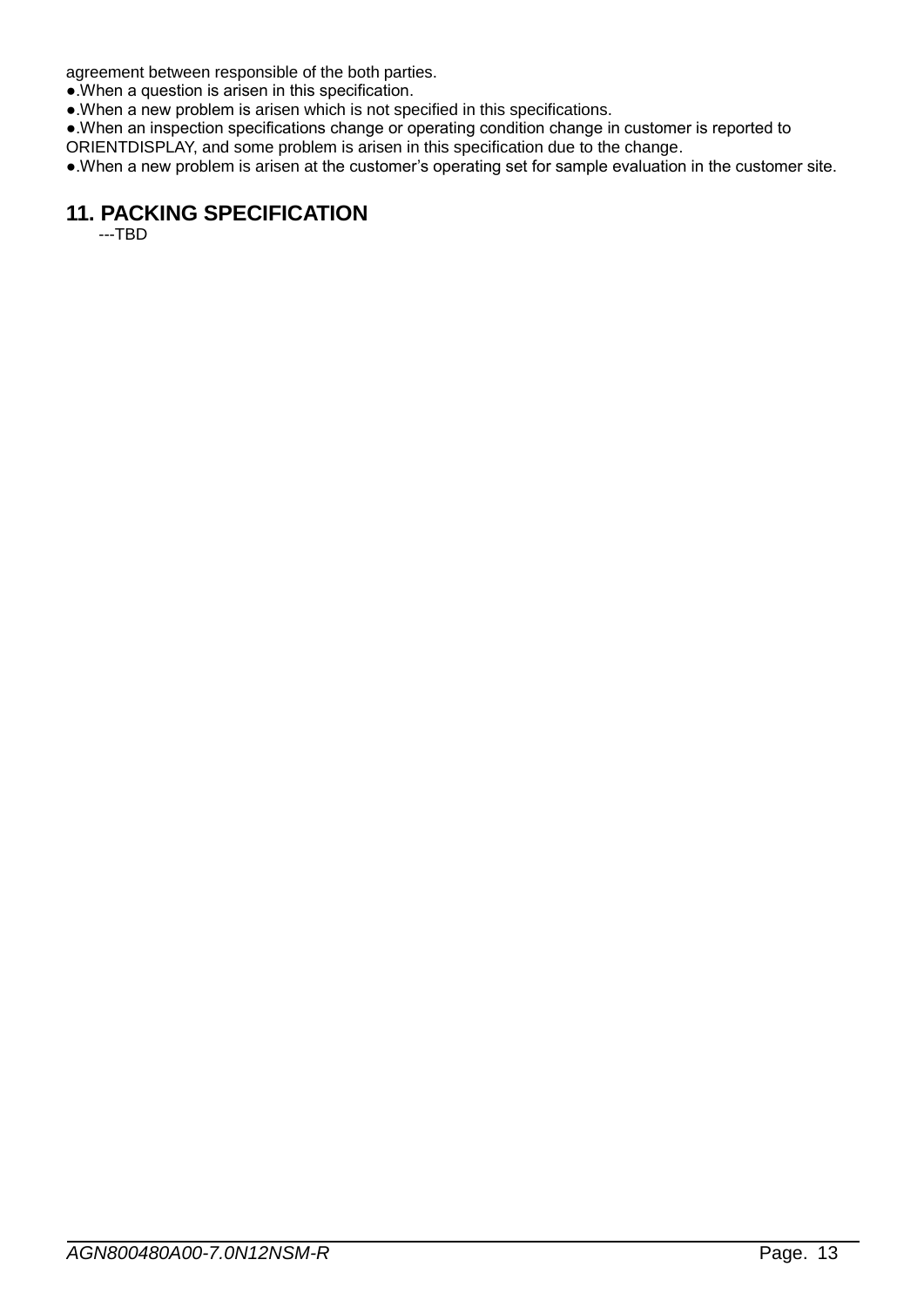agreement between responsible of the both parties.

●.When a question is arisen in this specification.

●.When a new problem is arisen which is not specified in this specifications.

●.When an inspection specifications change or operating condition change in customer is reported to ORIENTDISPLAY, and some problem is arisen in this specification due to the change.

●.When a new problem is arisen at the customer's operating set for sample evaluation in the customer site.

## 11. PACKING SPECIFICATION

---TBD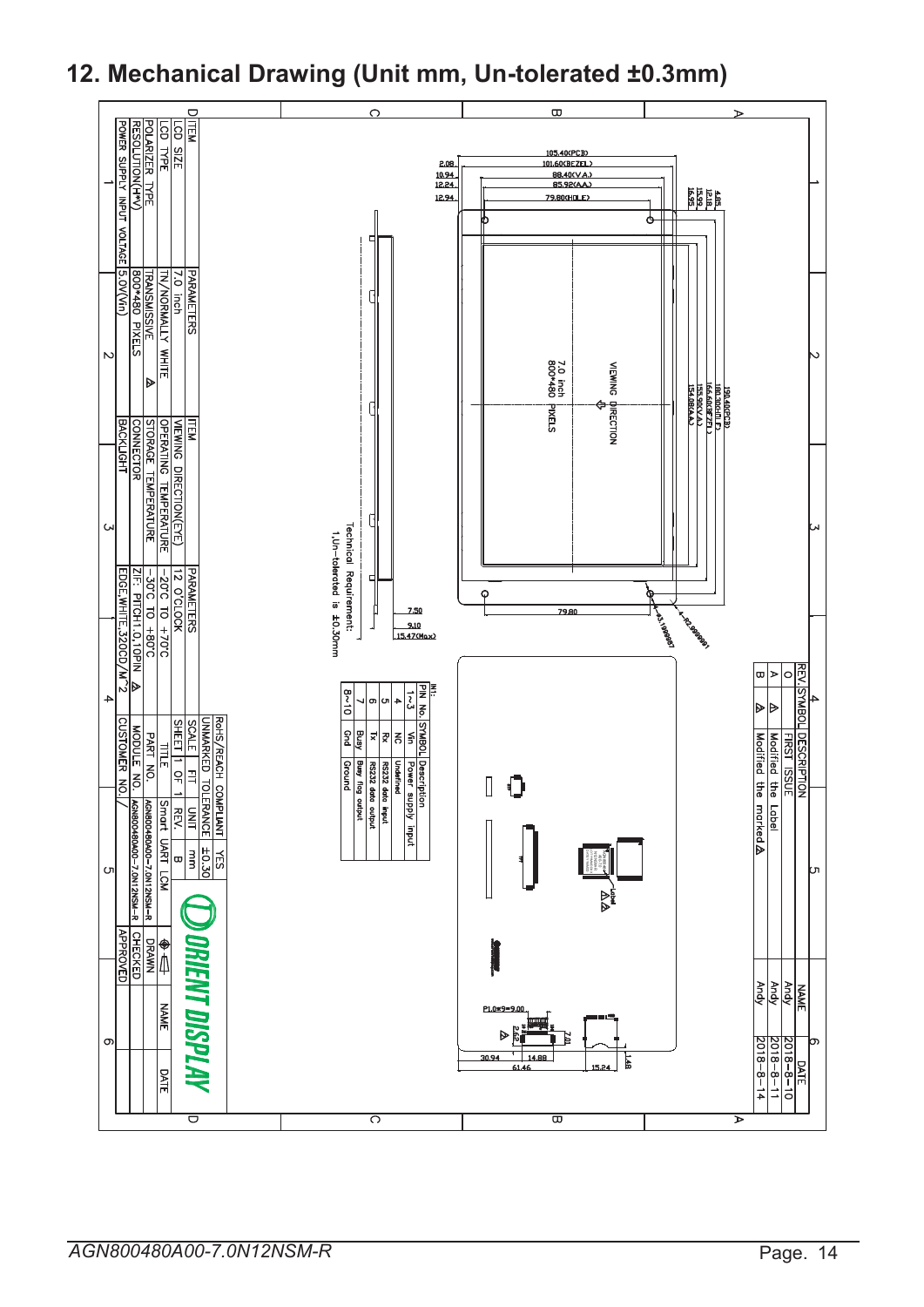## 12. Mechanical Drawing (Unit mm, Un-tolerated ±0.3mm)

| ITEM | PARAMETERS |
|---|---|
| LCD SIZE | 7.0 inch |
| LCD TYPE | TN/NORMALLY WHITE |
| POLARIZER TYPE | TRANSMISSIVE |
| RESOLUTION(H*V) | 800*480 PIXELS |
| POWER SUPPLY INPUT VOLTAGE | 5.0V(Vin) |

| ITEM | PARAMETERS |
|---|---|
| VIEWING DIRECTION(EYE) | 12 O'CLOCK |
| OPERATING TEMPERATURE | -20℃ TO +70℃ |
| STORAGE TEMPERATURE | -30℃ TO +80℃ |
| CONNECTOR | ZIF: PITCH1.0,10PIN |
| BACKLIGHT | EDGE,WHITE,320CD/M^2 |

| | |
|---|---|
| RoHS/REACH COMPLIANT | YES |
| UNMARKED TOLERANCE | ±0.30 |
| SCALE | FIT |
| UNIT | mm |
| SHEET 1 OF 1 | REV. B |
| TITLE | Smart UART LCM |
| PART NO. | AGN800480A00-7.0N12NSM-R |
| MODULE NO. | AGN800480A00-7.0N12NSM-R |
| CUSTOMER NO. | / |

| | NAME | DATE |
|---|---|---|
| DRAWN | | |
| CHECKED | | |
| APPROVED | | |

| REV. | SYMBOL | DESCRIPTION | NAME | DATE |
|---|---|---|---|---|
| O | | FIRST ISSUE | Andy | 2018-8-10 |
| A | | Modified the Label | Andy | 2018-8-11 |
| B | | Modified the marked | Andy | 2018-8-14 |

J1:

| PIN No. | SYMBOL | Description |
|---|---|---|
| 1~3 | Vin | Power supply input |
| 4 | NC | Undefined |
| 5 | Rx | RS232 data input |
| 6 | Tx | RS232 data output |
| 7 | Busy | Busy flag output |
| 8~10 | Gnd | Ground |

Technical Requirement:
1.Un-tolerated is ±0.30mm

105.40(PCB)
101.60(BEZEL)
88.40(V.A.)
85.92(A.A.)
79.80(HOLE)
2.08
10.94
12.24
12.94
190.40(PCB)
181.80(BEZEL)
166.60(REF.)
155.90(V.A.)
154.08(A.A.)
4.85
12.18
15.99
16.95
7.0 inch
800*480 PIXELS
VIEWING DIRECTION
79.80
4-Φ3.1999987
4-R2.9999991
7.50
9.10
15.47(Max)
Label
P1.0*9=9.00
2.62
7.01
1.48
30.94
14.88
61.46
15.24